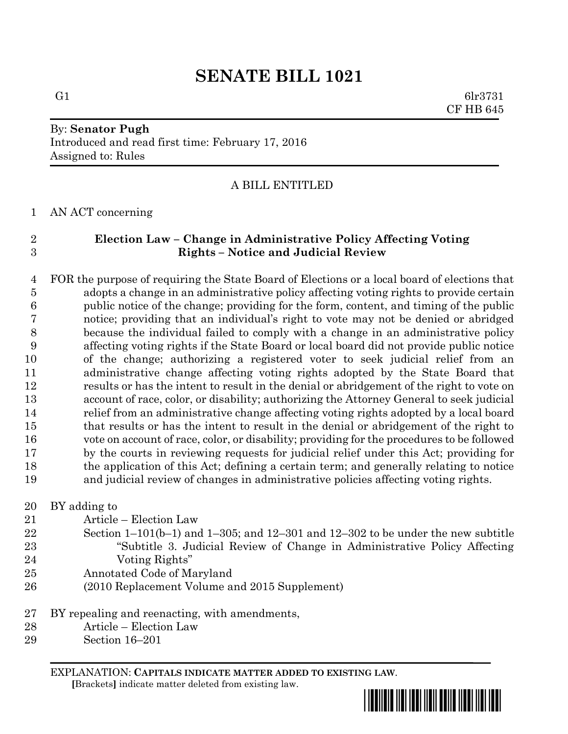# SENATE BILL 1021

G1 6lr3731
CF HB 645

By: **Senator Pugh**
Introduced and read first time: February 17, 2016
Assigned to: Rules

A BILL ENTITLED

AN ACT concerning

**Election Law – Change in Administrative Policy Affecting Voting Rights – Notice and Judicial Review**

FOR the purpose of requiring the State Board of Elections or a local board of elections that adopts a change in an administrative policy affecting voting rights to provide certain public notice of the change; providing for the form, content, and timing of the public notice; providing that an individual's right to vote may not be denied or abridged because the individual failed to comply with a change in an administrative policy affecting voting rights if the State Board or local board did not provide public notice of the change; authorizing a registered voter to seek judicial relief from an administrative change affecting voting rights adopted by the State Board that results or has the intent to result in the denial or abridgement of the right to vote on account of race, color, or disability; authorizing the Attorney General to seek judicial relief from an administrative change affecting voting rights adopted by a local board that results or has the intent to result in the denial or abridgement of the right to vote on account of race, color, or disability; providing for the procedures to be followed by the courts in reviewing requests for judicial relief under this Act; providing for the application of this Act; defining a certain term; and generally relating to notice and judicial review of changes in administrative policies affecting voting rights.

BY adding to
Article – Election Law
Section 1–101(b–1) and 1–305; and 12–301 and 12–302 to be under the new subtitle "Subtitle 3. Judicial Review of Change in Administrative Policy Affecting Voting Rights"
Annotated Code of Maryland
(2010 Replacement Volume and 2015 Supplement)

BY repealing and reenacting, with amendments,
Article – Election Law
Section 16–201

EXPLANATION: **CAPITALS INDICATE MATTER ADDED TO EXISTING LAW.**
**[**Brackets**]** indicate matter deleted from existing law.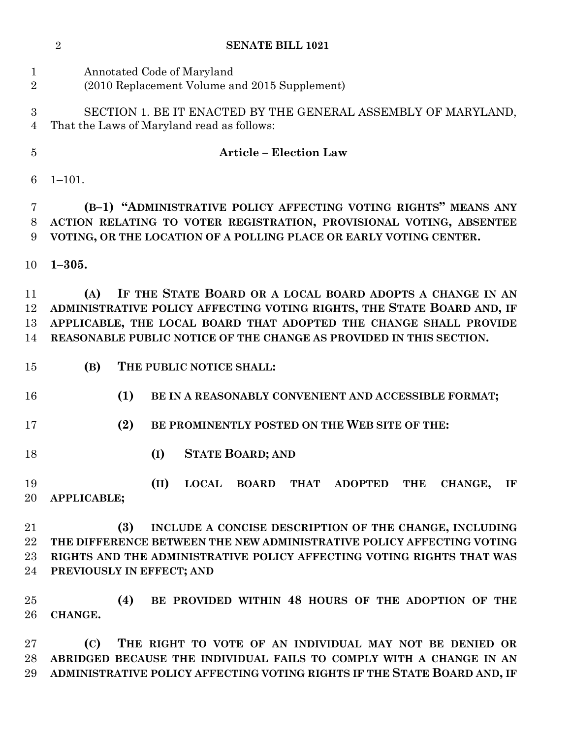Annotated Code of Maryland
(2010 Replacement Volume and 2015 Supplement)

SECTION 1. BE IT ENACTED BY THE GENERAL ASSEMBLY OF MARYLAND, That the Laws of Maryland read as follows:

**Article – Election Law**

1–101.

**(B–1) "ADMINISTRATIVE POLICY AFFECTING VOTING RIGHTS" MEANS ANY ACTION RELATING TO VOTER REGISTRATION, PROVISIONAL VOTING, ABSENTEE VOTING, OR THE LOCATION OF A POLLING PLACE OR EARLY VOTING CENTER.**

**1–305.**

**(A) IF THE STATE BOARD OR A LOCAL BOARD ADOPTS A CHANGE IN AN ADMINISTRATIVE POLICY AFFECTING VOTING RIGHTS, THE STATE BOARD AND, IF APPLICABLE, THE LOCAL BOARD THAT ADOPTED THE CHANGE SHALL PROVIDE REASONABLE PUBLIC NOTICE OF THE CHANGE AS PROVIDED IN THIS SECTION.**

**(B) THE PUBLIC NOTICE SHALL:**

**(1) BE IN A REASONABLY CONVENIENT AND ACCESSIBLE FORMAT;**

**(2) BE PROMINENTLY POSTED ON THE WEB SITE OF THE:**

**(I) STATE BOARD; AND**

**(II) LOCAL BOARD THAT ADOPTED THE CHANGE, IF APPLICABLE;**

**(3) INCLUDE A CONCISE DESCRIPTION OF THE CHANGE, INCLUDING THE DIFFERENCE BETWEEN THE NEW ADMINISTRATIVE POLICY AFFECTING VOTING RIGHTS AND THE ADMINISTRATIVE POLICY AFFECTING VOTING RIGHTS THAT WAS PREVIOUSLY IN EFFECT; AND**

**(4) BE PROVIDED WITHIN 48 HOURS OF THE ADOPTION OF THE CHANGE.**

**(C) THE RIGHT TO VOTE OF AN INDIVIDUAL MAY NOT BE DENIED OR ABRIDGED BECAUSE THE INDIVIDUAL FAILS TO COMPLY WITH A CHANGE IN AN ADMINISTRATIVE POLICY AFFECTING VOTING RIGHTS IF THE STATE BOARD AND, IF**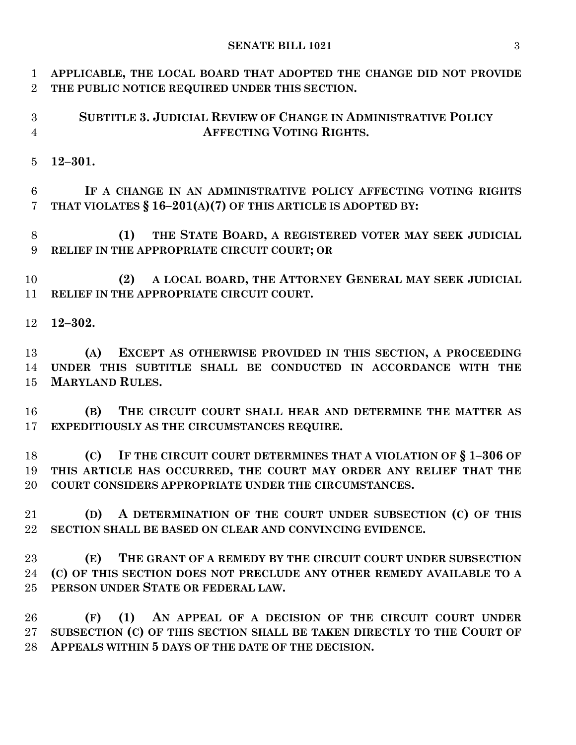**APPLICABLE, THE LOCAL BOARD THAT ADOPTED THE CHANGE DID NOT PROVIDE THE PUBLIC NOTICE REQUIRED UNDER THIS SECTION.**

**SUBTITLE 3. JUDICIAL REVIEW OF CHANGE IN ADMINISTRATIVE POLICY AFFECTING VOTING RIGHTS.**

**12–301.**

**IF A CHANGE IN AN ADMINISTRATIVE POLICY AFFECTING VOTING RIGHTS THAT VIOLATES § 16–201(A)(7) OF THIS ARTICLE IS ADOPTED BY:**

**(1) THE STATE BOARD, A REGISTERED VOTER MAY SEEK JUDICIAL RELIEF IN THE APPROPRIATE CIRCUIT COURT; OR**

**(2) A LOCAL BOARD, THE ATTORNEY GENERAL MAY SEEK JUDICIAL RELIEF IN THE APPROPRIATE CIRCUIT COURT.**

**12–302.**

**(A) EXCEPT AS OTHERWISE PROVIDED IN THIS SECTION, A PROCEEDING UNDER THIS SUBTITLE SHALL BE CONDUCTED IN ACCORDANCE WITH THE MARYLAND RULES.**

**(B) THE CIRCUIT COURT SHALL HEAR AND DETERMINE THE MATTER AS EXPEDITIOUSLY AS THE CIRCUMSTANCES REQUIRE.**

**(C) IF THE CIRCUIT COURT DETERMINES THAT A VIOLATION OF § 1–306 OF THIS ARTICLE HAS OCCURRED, THE COURT MAY ORDER ANY RELIEF THAT THE COURT CONSIDERS APPROPRIATE UNDER THE CIRCUMSTANCES.**

**(D) A DETERMINATION OF THE COURT UNDER SUBSECTION (C) OF THIS SECTION SHALL BE BASED ON CLEAR AND CONVINCING EVIDENCE.**

**(E) THE GRANT OF A REMEDY BY THE CIRCUIT COURT UNDER SUBSECTION (C) OF THIS SECTION DOES NOT PRECLUDE ANY OTHER REMEDY AVAILABLE TO A PERSON UNDER STATE OR FEDERAL LAW.**

**(F) (1) AN APPEAL OF A DECISION OF THE CIRCUIT COURT UNDER SUBSECTION (C) OF THIS SECTION SHALL BE TAKEN DIRECTLY TO THE COURT OF APPEALS WITHIN 5 DAYS OF THE DATE OF THE DECISION.**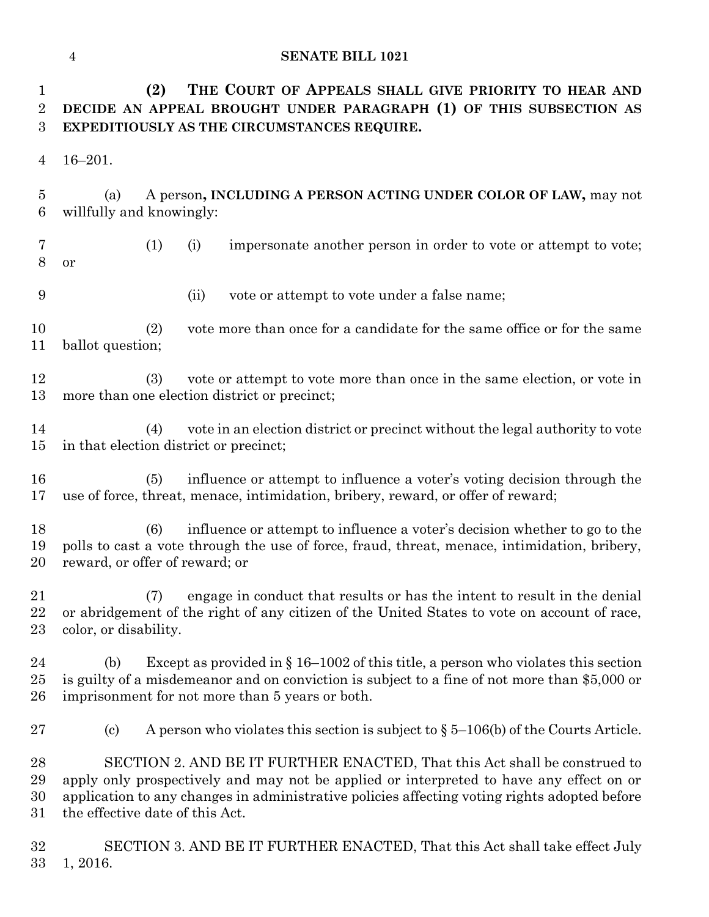**(2) THE COURT OF APPEALS SHALL GIVE PRIORITY TO HEAR AND DECIDE AN APPEAL BROUGHT UNDER PARAGRAPH (1) OF THIS SUBSECTION AS EXPEDITIOUSLY AS THE CIRCUMSTANCES REQUIRE.**

16–201.

(a) A person**, INCLUDING A PERSON ACTING UNDER COLOR OF LAW,** may not willfully and knowingly:

(1) (i) impersonate another person in order to vote or attempt to vote; or

(ii) vote or attempt to vote under a false name;

(2) vote more than once for a candidate for the same office or for the same ballot question;

(3) vote or attempt to vote more than once in the same election, or vote in more than one election district or precinct;

(4) vote in an election district or precinct without the legal authority to vote in that election district or precinct;

(5) influence or attempt to influence a voter's voting decision through the use of force, threat, menace, intimidation, bribery, reward, or offer of reward;

(6) influence or attempt to influence a voter's decision whether to go to the polls to cast a vote through the use of force, fraud, threat, menace, intimidation, bribery, reward, or offer of reward; or

(7) engage in conduct that results or has the intent to result in the denial or abridgement of the right of any citizen of the United States to vote on account of race, color, or disability.

(b) Except as provided in § 16–1002 of this title, a person who violates this section is guilty of a misdemeanor and on conviction is subject to a fine of not more than $5,000 or imprisonment for not more than 5 years or both.

(c) A person who violates this section is subject to § 5–106(b) of the Courts Article.

SECTION 2. AND BE IT FURTHER ENACTED, That this Act shall be construed to apply only prospectively and may not be applied or interpreted to have any effect on or application to any changes in administrative policies affecting voting rights adopted before the effective date of this Act.

SECTION 3. AND BE IT FURTHER ENACTED, That this Act shall take effect July 1, 2016.